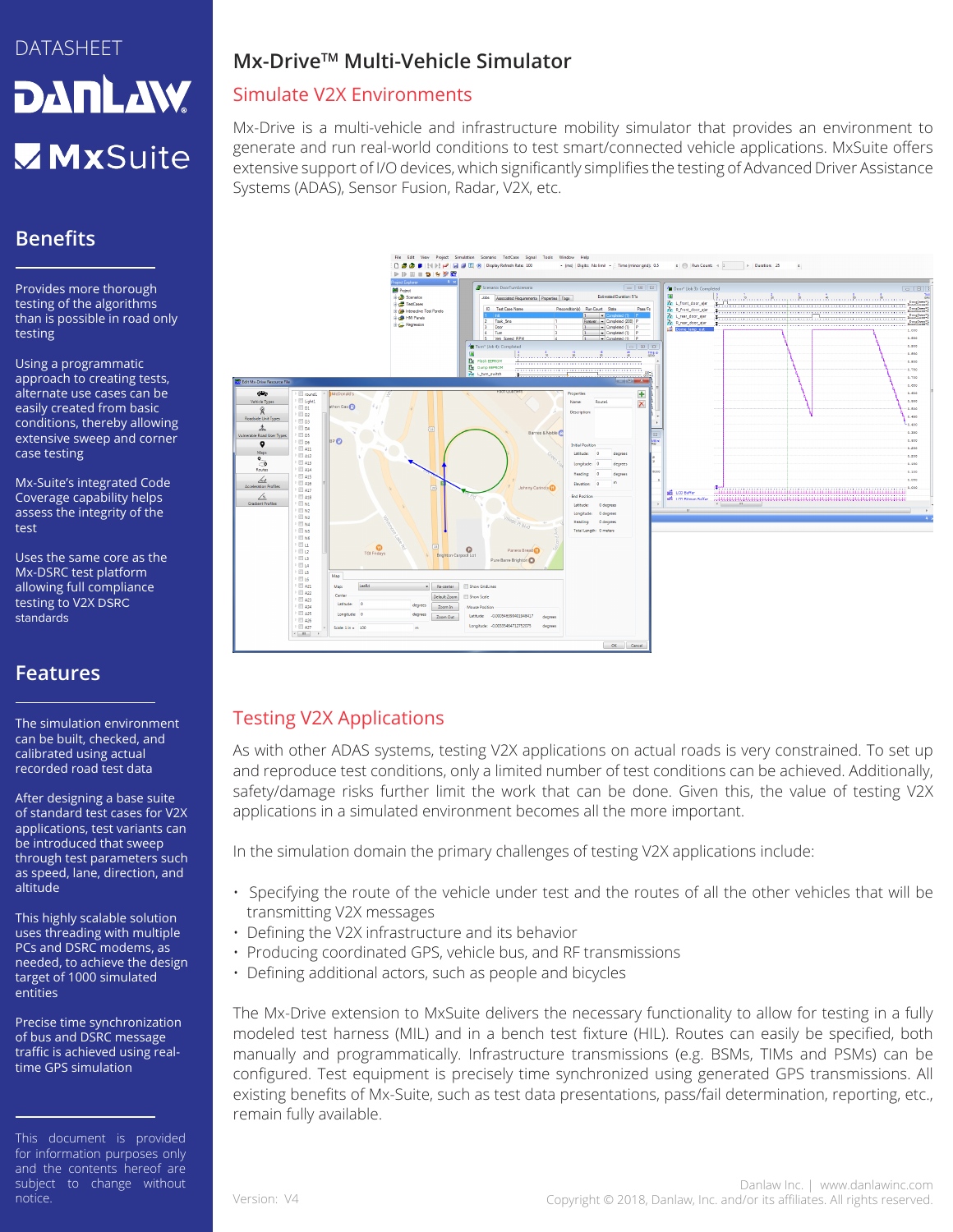DATASHEET

DANLAW

MxSuite

## Benefits

Provides more thorough testing of the algorithms than is possible in road only testing

Using a programmatic approach to creating tests, alternate use cases can be easily created from basic conditions, thereby allowing extensive sweep and corner case testing

Mx-Suite's integrated Code Coverage capability helps assess the integrity of the test

Uses the same core as the Mx-DSRC test platform allowing full compliance testing to V2X DSRC standards

## Features

The simulation environment can be built, checked, and calibrated using actual recorded road test data

After designing a base suite of standard test cases for V2X applications, test variants can be introduced that sweep through test parameters such as speed, lane, direction, and altitude

This highly scalable solution uses threading with multiple PCs and DSRC modems, as needed, to achieve the design target of 1000 simulated entities

Precise time synchronization of bus and DSRC message traffic is achieved using real-time GPS simulation

This document is provided for information purposes only and the contents hereof are subject to change without notice.

# Mx-Drive™ Multi-Vehicle Simulator

## Simulate V2X Environments

Mx-Drive is a multi-vehicle and infrastructure mobility simulator that provides an environment to generate and run real-world conditions to test smart/connected vehicle applications. MxSuite offers extensive support of I/O devices, which significantly simplifies the testing of Advanced Driver Assistance Systems (ADAS), Sensor Fusion, Radar, V2X, etc.

## Testing V2X Applications

As with other ADAS systems, testing V2X applications on actual roads is very constrained. To set up and reproduce test conditions, only a limited number of test conditions can be achieved. Additionally, safety/damage risks further limit the work that can be done. Given this, the value of testing V2X applications in a simulated environment becomes all the more important.

In the simulation domain the primary challenges of testing V2X applications include:

- Specifying the route of the vehicle under test and the routes of all the other vehicles that will be transmitting V2X messages
- Defining the V2X infrastructure and its behavior
- Producing coordinated GPS, vehicle bus, and RF transmissions
- Defining additional actors, such as people and bicycles

The Mx-Drive extension to MxSuite delivers the necessary functionality to allow for testing in a fully modeled test harness (MIL) and in a bench test fixture (HIL). Routes can easily be specified, both manually and programmatically. Infrastructure transmissions (e.g. BSMs, TIMs and PSMs) can be configured. Test equipment is precisely time synchronized using generated GPS transmissions. All existing benefits of Mx-Suite, such as test data presentations, pass/fail determination, reporting, etc., remain fully available.

Version: V4

Danlaw Inc. | www.danlawinc.com
Copyright © 2018, Danlaw, Inc. and/or its affiliates. All rights reserved.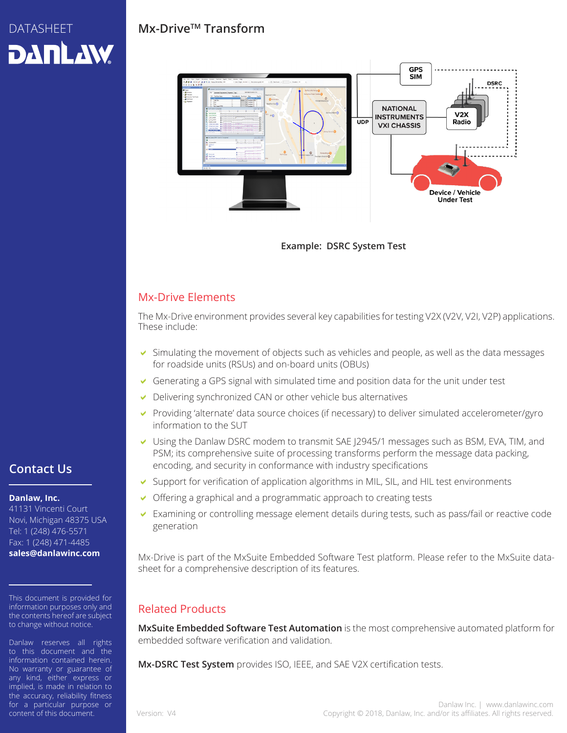DATASHEET

DANLAW

# Mx-Drive™ Transform

GPS SIM

DSRC

NATIONAL INSTRUMENTS VXI CHASSIS

V2X Radio

UDP

Device / Vehicle Under Test

**Example: DSRC System Test**

## Mx-Drive Elements

The Mx-Drive environment provides several key capabilities for testing V2X (V2V, V2I, V2P) applications. These include:

- Simulating the movement of objects such as vehicles and people, as well as the data messages for roadside units (RSUs) and on-board units (OBUs)
- Generating a GPS signal with simulated time and position data for the unit under test
- Delivering synchronized CAN or other vehicle bus alternatives
- Providing 'alternate' data source choices (if necessary) to deliver simulated accelerometer/gyro information to the SUT
- Using the Danlaw DSRC modem to transmit SAE J2945/1 messages such as BSM, EVA, TIM, and PSM; its comprehensive suite of processing transforms perform the message data packing, encoding, and security in conformance with industry specifications
- Support for verification of application algorithms in MIL, SIL, and HIL test environments
- Offering a graphical and a programmatic approach to creating tests
- Examining or controlling message element details during tests, such as pass/fail or reactive code generation

Mx-Drive is part of the MxSuite Embedded Software Test platform. Please refer to the MxSuite data-sheet for a comprehensive description of its features.

## Related Products

**MxSuite Embedded Software Test Automation** is the most comprehensive automated platform for embedded software verification and validation.

**Mx-DSRC Test System** provides ISO, IEEE, and SAE V2X certification tests.

## Contact Us

**Danlaw, Inc.**
41131 Vincenti Court
Novi, Michigan 48375 USA
Tel: 1 (248) 476-5571
Fax: 1 (248) 471-4485
**sales@danlawinc.com**

This document is provided for information purposes only and the contents hereof are subject to change without notice.

Danlaw reserves all rights to this document and the information contained herein. No warranty or guarantee of any kind, either express or implied, is made in relation to the accuracy, reliability fitness for a particular purpose or content of this document.

Version: V4

Danlaw Inc. | www.danlawinc.com
Copyright © 2018, Danlaw, Inc. and/or its affiliates. All rights reserved.